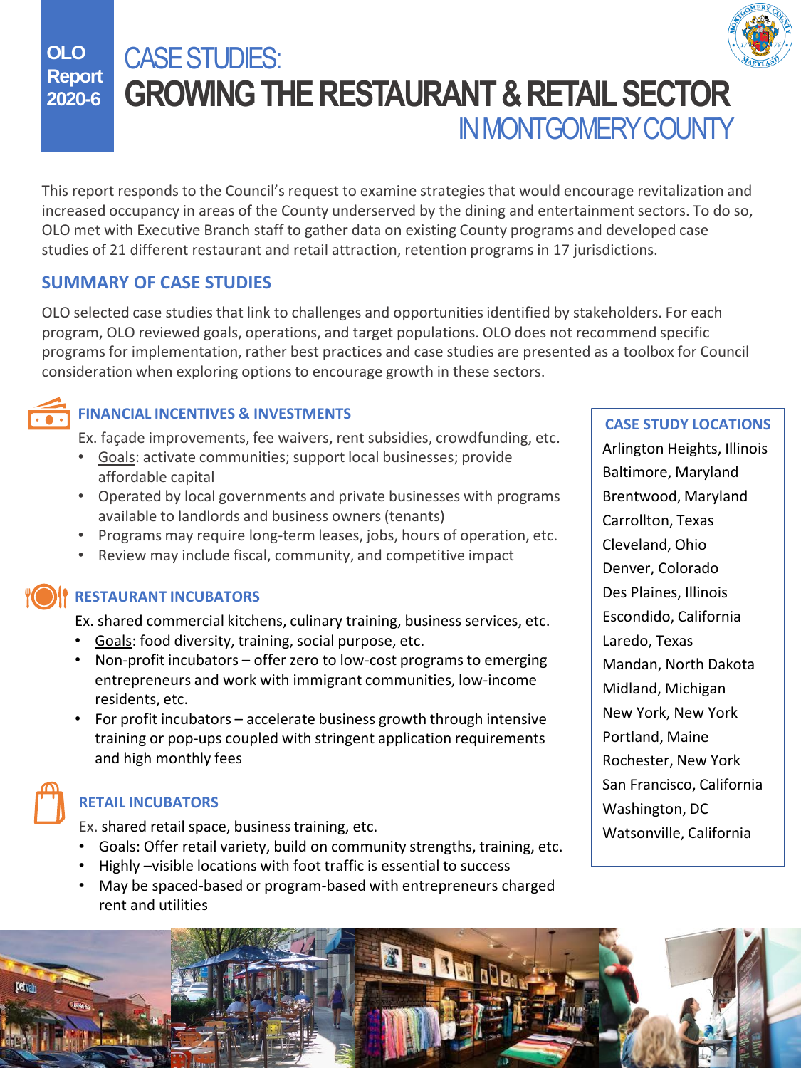**OLO Report 2020-6**

# CASE STUDIES: GROWING THE RESTAURANT & RETAIL SECTOR IN MONTGOMERY COUNTY

This report responds to the Council's request to examine strategies that would encourage revitalization and increased occupancy in areas of the County underserved by the dining and entertainment sectors. To do so, OLO met with Executive Branch staff to gather data on existing County programs and developed case studies of 21 different restaurant and retail attraction, retention programs in 17 jurisdictions.

## SUMMARY OF CASE STUDIES

OLO selected case studies that link to challenges and opportunities identified by stakeholders. For each program, OLO reviewed goals, operations, and target populations. OLO does not recommend specific programs for implementation, rather best practices and case studies are presented as a toolbox for Council consideration when exploring options to encourage growth in these sectors.

### FINANCIAL INCENTIVES & INVESTMENTS

Ex. façade improvements, fee waivers, rent subsidies, crowdfunding, etc.

- Goals: activate communities; support local businesses; provide affordable capital
- Operated by local governments and private businesses with programs available to landlords and business owners (tenants)
- Programs may require long-term leases, jobs, hours of operation, etc.
- Review may include fiscal, community, and competitive impact

### RESTAURANT INCUBATORS

Ex. shared commercial kitchens, culinary training, business services, etc.

- Goals: food diversity, training, social purpose, etc.
- Non-profit incubators – offer zero to low-cost programs to emerging entrepreneurs and work with immigrant communities, low-income residents, etc.
- For profit incubators – accelerate business growth through intensive training or pop-ups coupled with stringent application requirements and high monthly fees

### RETAIL INCUBATORS

Ex. shared retail space, business training, etc.

- Goals: Offer retail variety, build on community strengths, training, etc.
- Highly –visible locations with foot traffic is essential to success
- May be spaced-based or program-based with entrepreneurs charged rent and utilities

### CASE STUDY LOCATIONS

Arlington Heights, Illinois
Baltimore, Maryland
Brentwood, Maryland
Carrollton, Texas
Cleveland, Ohio
Denver, Colorado
Des Plaines, Illinois
Escondido, California
Laredo, Texas
Mandan, North Dakota
Midland, Michigan
New York, New York
Portland, Maine
Rochester, New York
San Francisco, California
Washington, DC
Watsonville, California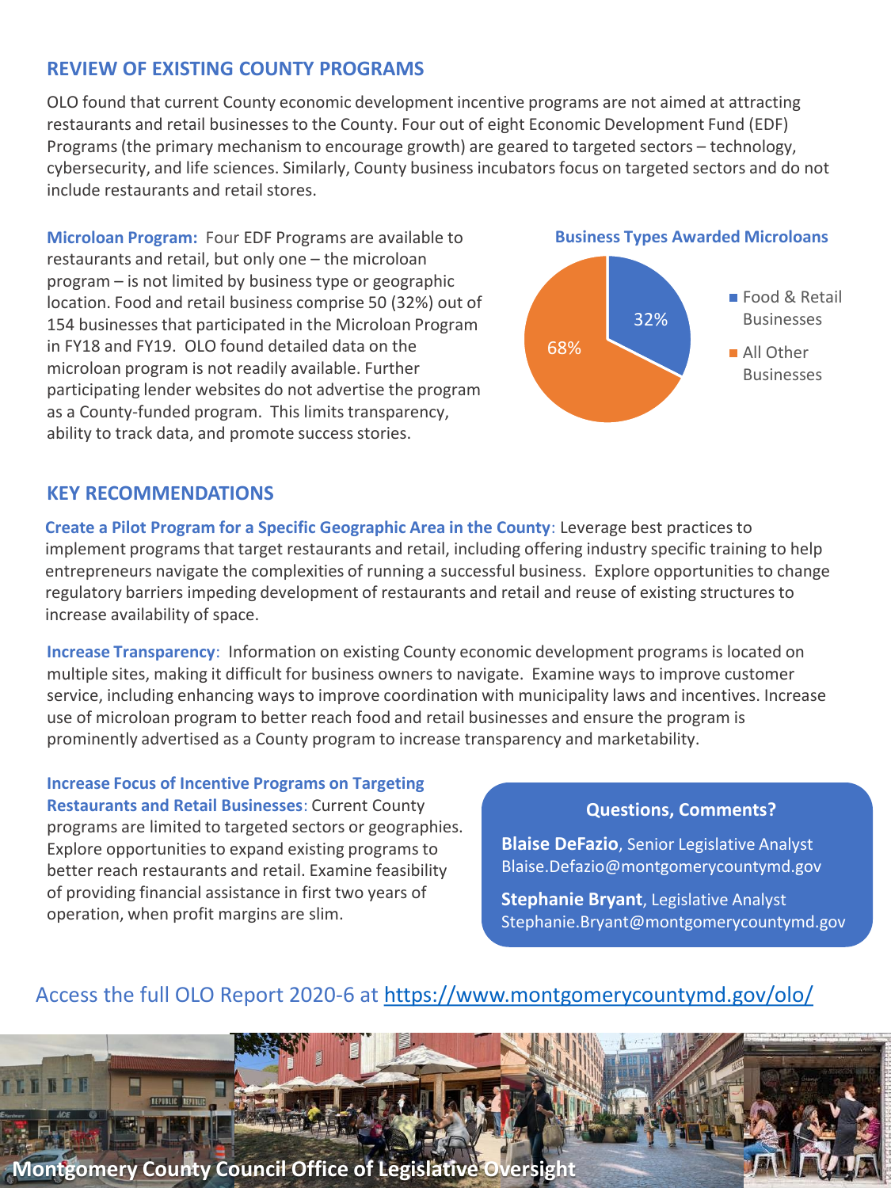## REVIEW OF EXISTING COUNTY PROGRAMS

OLO found that current County economic development incentive programs are not aimed at attracting restaurants and retail businesses to the County. Four out of eight Economic Development Fund (EDF) Programs (the primary mechanism to encourage growth) are geared to targeted sectors – technology, cybersecurity, and life sciences. Similarly, County business incubators focus on targeted sectors and do not include restaurants and retail stores.

**Microloan Program:** Four EDF Programs are available to restaurants and retail, but only one – the microloan program – is not limited by business type or geographic location. Food and retail business comprise 50 (32%) out of 154 businesses that participated in the Microloan Program in FY18 and FY19. OLO found detailed data on the microloan program is not readily available. Further participating lender websites do not advertise the program as a County-funded program. This limits transparency, ability to track data, and promote success stories.

**Business Types Awarded Microloans**

32%
68%
Food & Retail Businesses
All Other Businesses

## KEY RECOMMENDATIONS

**Create a Pilot Program for a Specific Geographic Area in the County**: Leverage best practices to implement programs that target restaurants and retail, including offering industry specific training to help entrepreneurs navigate the complexities of running a successful business. Explore opportunities to change regulatory barriers impeding development of restaurants and retail and reuse of existing structures to increase availability of space.

**Increase Transparency**: Information on existing County economic development programs is located on multiple sites, making it difficult for business owners to navigate. Examine ways to improve customer service, including enhancing ways to improve coordination with municipality laws and incentives. Increase use of microloan program to better reach food and retail businesses and ensure the program is prominently advertised as a County program to increase transparency and marketability.

**Increase Focus of Incentive Programs on Targeting Restaurants and Retail Businesses**: Current County programs are limited to targeted sectors or geographies. Explore opportunities to expand existing programs to better reach restaurants and retail. Examine feasibility of providing financial assistance in first two years of operation, when profit margins are slim.

**Questions, Comments?**

**Blaise DeFazio**, Senior Legislative Analyst
Blaise.Defazio@montgomerycountymd.gov

**Stephanie Bryant**, Legislative Analyst
Stephanie.Bryant@montgomerycountymd.gov

Access the full OLO Report 2020-6 at https://www.montgomerycountymd.gov/olo/

Montgomery County Council Office of Legislative Oversight